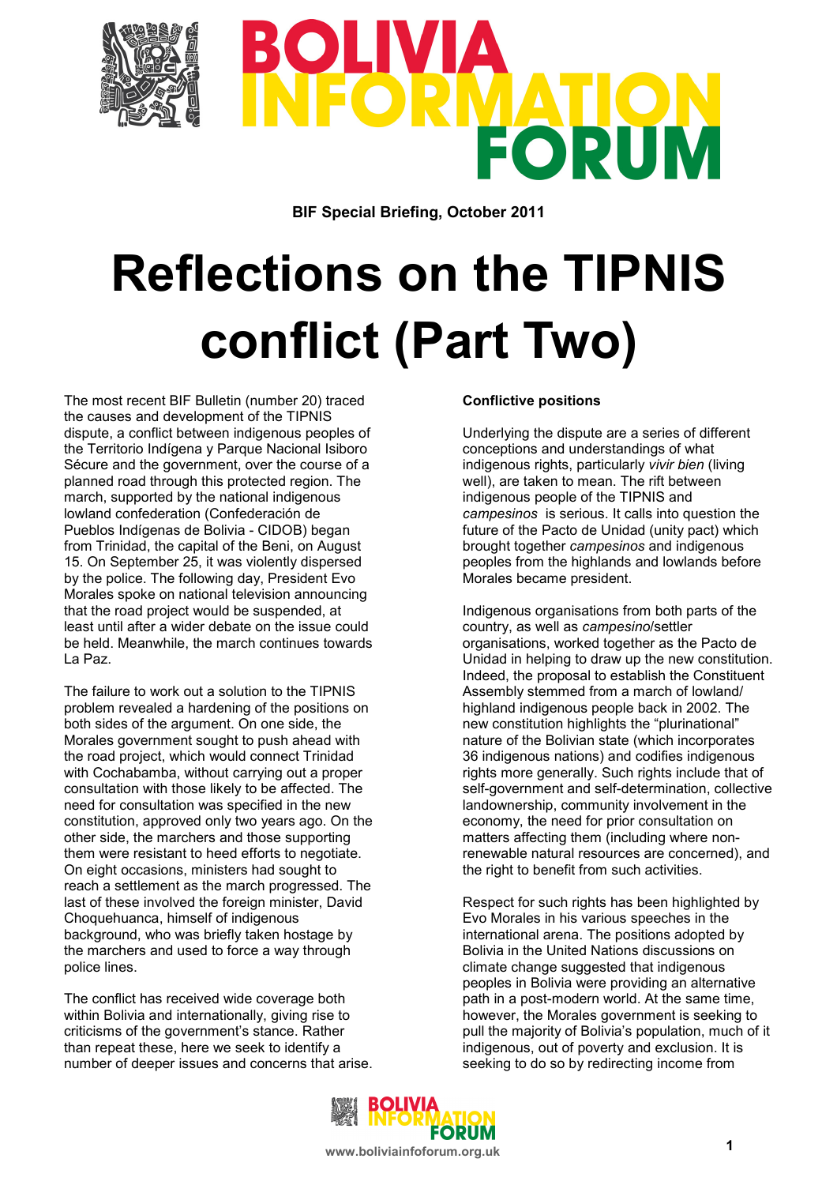**BIF Special Briefing, October 2011**

# Reflections on the TIPNIS conflict (Part Two)

The most recent BIF Bulletin (number 20) traced the causes and development of the TIPNIS dispute, a conflict between indigenous peoples of the Territorio Indígena y Parque Nacional Isiboro Sécure and the government, over the course of a planned road through this protected region. The march, supported by the national indigenous lowland confederation (Confederación de Pueblos Indígenas de Bolivia - CIDOB) began from Trinidad, the capital of the Beni, on August 15. On September 25, it was violently dispersed by the police. The following day, President Evo Morales spoke on national television announcing that the road project would be suspended, at least until after a wider debate on the issue could be held. Meanwhile, the march continues towards La Paz.

The failure to work out a solution to the TIPNIS problem revealed a hardening of the positions on both sides of the argument. On one side, the Morales government sought to push ahead with the road project, which would connect Trinidad with Cochabamba, without carrying out a proper consultation with those likely to be affected. The need for consultation was specified in the new constitution, approved only two years ago. On the other side, the marchers and those supporting them were resistant to heed efforts to negotiate. On eight occasions, ministers had sought to reach a settlement as the march progressed. The last of these involved the foreign minister, David Choquehuanca, himself of indigenous background, who was briefly taken hostage by the marchers and used to force a way through police lines.

The conflict has received wide coverage both within Bolivia and internationally, giving rise to criticisms of the government's stance. Rather than repeat these, here we seek to identify a number of deeper issues and concerns that arise.

**Conflictive positions**

Underlying the dispute are a series of different conceptions and understandings of what indigenous rights, particularly *vivir bien* (living well), are taken to mean. The rift between indigenous people of the TIPNIS and *campesinos* is serious. It calls into question the future of the Pacto de Unidad (unity pact) which brought together *campesinos* and indigenous peoples from the highlands and lowlands before Morales became president.

Indigenous organisations from both parts of the country, as well as *campesino*/settler organisations, worked together as the Pacto de Unidad in helping to draw up the new constitution. Indeed, the proposal to establish the Constituent Assembly stemmed from a march of lowland/highland indigenous people back in 2002. The new constitution highlights the "plurinational" nature of the Bolivian state (which incorporates 36 indigenous nations) and codifies indigenous rights more generally. Such rights include that of self-government and self-determination, collective landownership, community involvement in the economy, the need for prior consultation on matters affecting them (including where non-renewable natural resources are concerned), and the right to benefit from such activities.

Respect for such rights has been highlighted by Evo Morales in his various speeches in the international arena. The positions adopted by Bolivia in the United Nations discussions on climate change suggested that indigenous peoples in Bolivia were providing an alternative path in a post-modern world. At the same time, however, the Morales government is seeking to pull the majority of Bolivia's population, much of it indigenous, out of poverty and exclusion. It is seeking to do so by redirecting income from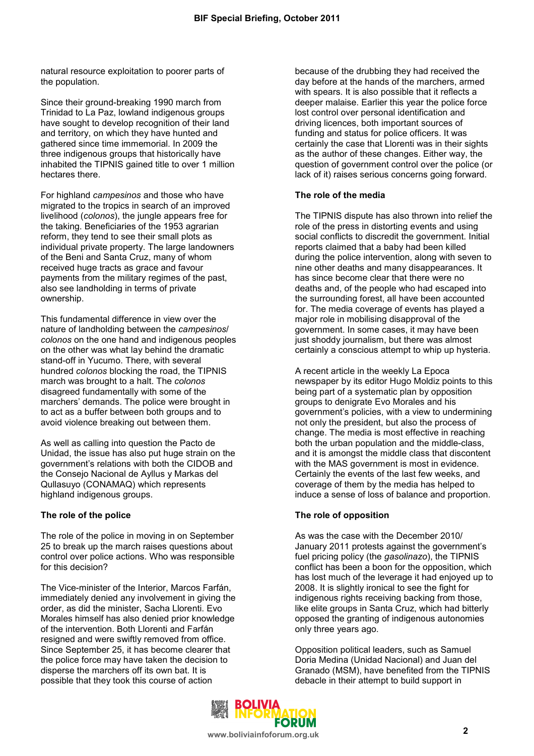natural resource exploitation to poorer parts of the population.

Since their ground-breaking 1990 march from Trinidad to La Paz, lowland indigenous groups have sought to develop recognition of their land and territory, on which they have hunted and gathered since time immemorial. In 2009 the three indigenous groups that historically have inhabited the TIPNIS gained title to over 1 million hectares there.

For highland *campesinos* and those who have migrated to the tropics in search of an improved livelihood (*colonos*), the jungle appears free for the taking. Beneficiaries of the 1953 agrarian reform, they tend to see their small plots as individual private property. The large landowners of the Beni and Santa Cruz, many of whom received huge tracts as grace and favour payments from the military regimes of the past, also see landholding in terms of private ownership.

This fundamental difference in view over the nature of landholding between the *campesinos*/ *colonos* on the one hand and indigenous peoples on the other was what lay behind the dramatic stand-off in Yucumo. There, with several hundred *colonos* blocking the road, the TIPNIS march was brought to a halt. The *colonos* disagreed fundamentally with some of the marchers' demands. The police were brought in to act as a buffer between both groups and to avoid violence breaking out between them.

As well as calling into question the Pacto de Unidad, the issue has also put huge strain on the government's relations with both the CIDOB and the Consejo Nacional de Ayllus y Markas del Qullasuyo (CONAMAQ) which represents highland indigenous groups.

**The role of the police**

The role of the police in moving in on September 25 to break up the march raises questions about control over police actions. Who was responsible for this decision?

The Vice-minister of the Interior, Marcos Farfán, immediately denied any involvement in giving the order, as did the minister, Sacha Llorenti. Evo Morales himself has also denied prior knowledge of the intervention. Both Llorenti and Farfán resigned and were swiftly removed from office. Since September 25, it has become clearer that the police force may have taken the decision to disperse the marchers off its own bat. It is possible that they took this course of action because of the drubbing they had received the day before at the hands of the marchers, armed with spears. It is also possible that it reflects a deeper malaise. Earlier this year the police force lost control over personal identification and driving licences, both important sources of funding and status for police officers. It was certainly the case that Llorenti was in their sights as the author of these changes. Either way, the question of government control over the police (or lack of it) raises serious concerns going forward.

**The role of the media**

The TIPNIS dispute has also thrown into relief the role of the press in distorting events and using social conflicts to discredit the government. Initial reports claimed that a baby had been killed during the police intervention, along with seven to nine other deaths and many disappearances. It has since become clear that there were no deaths and, of the people who had escaped into the surrounding forest, all have been accounted for. The media coverage of events has played a major role in mobilising disapproval of the government. In some cases, it may have been just shoddy journalism, but there was almost certainly a conscious attempt to whip up hysteria.

A recent article in the weekly La Epoca newspaper by its editor Hugo Moldiz points to this being part of a systematic plan by opposition groups to denigrate Evo Morales and his government's policies, with a view to undermining not only the president, but also the process of change. The media is most effective in reaching both the urban population and the middle-class, and it is amongst the middle class that discontent with the MAS government is most in evidence. Certainly the events of the last few weeks, and coverage of them by the media has helped to induce a sense of loss of balance and proportion.

**The role of opposition**

As was the case with the December 2010/ January 2011 protests against the government's fuel pricing policy (the *gasolinazo*), the TIPNIS conflict has been a boon for the opposition, which has lost much of the leverage it had enjoyed up to 2008. It is slightly ironical to see the fight for indigenous rights receiving backing from those, like elite groups in Santa Cruz, which had bitterly opposed the granting of indigenous autonomies only three years ago.

Opposition political leaders, such as Samuel Doria Medina (Unidad Nacional) and Juan del Granado (MSM), have benefited from the TIPNIS debacle in their attempt to build support in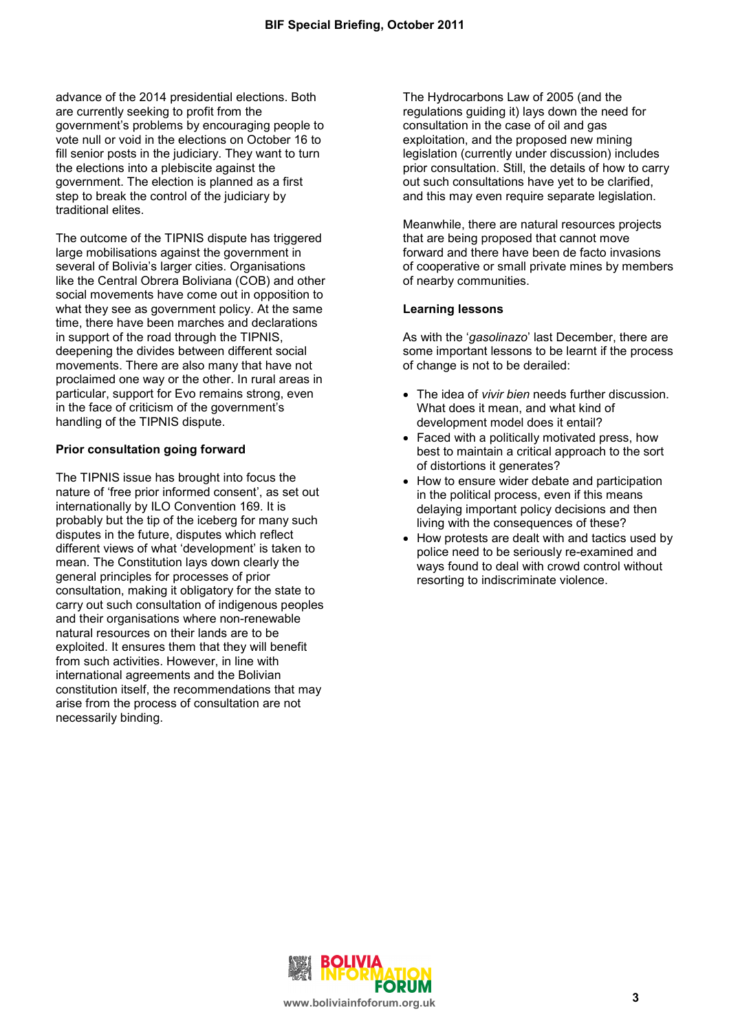advance of the 2014 presidential elections. Both are currently seeking to profit from the government's problems by encouraging people to vote null or void in the elections on October 16 to fill senior posts in the judiciary. They want to turn the elections into a plebiscite against the government. The election is planned as a first step to break the control of the judiciary by traditional elites.

The outcome of the TIPNIS dispute has triggered large mobilisations against the government in several of Bolivia's larger cities. Organisations like the Central Obrera Boliviana (COB) and other social movements have come out in opposition to what they see as government policy. At the same time, there have been marches and declarations in support of the road through the TIPNIS, deepening the divides between different social movements. There are also many that have not proclaimed one way or the other. In rural areas in particular, support for Evo remains strong, even in the face of criticism of the government's handling of the TIPNIS dispute.

**Prior consultation going forward**

The TIPNIS issue has brought into focus the nature of 'free prior informed consent', as set out internationally by ILO Convention 169. It is probably but the tip of the iceberg for many such disputes in the future, disputes which reflect different views of what 'development' is taken to mean. The Constitution lays down clearly the general principles for processes of prior consultation, making it obligatory for the state to carry out such consultation of indigenous peoples and their organisations where non-renewable natural resources on their lands are to be exploited. It ensures them that they will benefit from such activities. However, in line with international agreements and the Bolivian constitution itself, the recommendations that may arise from the process of consultation are not necessarily binding.

The Hydrocarbons Law of 2005 (and the regulations guiding it) lays down the need for consultation in the case of oil and gas exploitation, and the proposed new mining legislation (currently under discussion) includes prior consultation. Still, the details of how to carry out such consultations have yet to be clarified, and this may even require separate legislation.

Meanwhile, there are natural resources projects that are being proposed that cannot move forward and there have been de facto invasions of cooperative or small private mines by members of nearby communities.

**Learning lessons**

As with the '*gasolinazo*' last December, there are some important lessons to be learnt if the process of change is not to be derailed:

- The idea of *vivir bien* needs further discussion. What does it mean, and what kind of development model does it entail?
- Faced with a politically motivated press, how best to maintain a critical approach to the sort of distortions it generates?
- How to ensure wider debate and participation in the political process, even if this means delaying important policy decisions and then living with the consequences of these?
- How protests are dealt with and tactics used by police need to be seriously re-examined and ways found to deal with crowd control without resorting to indiscriminate violence.